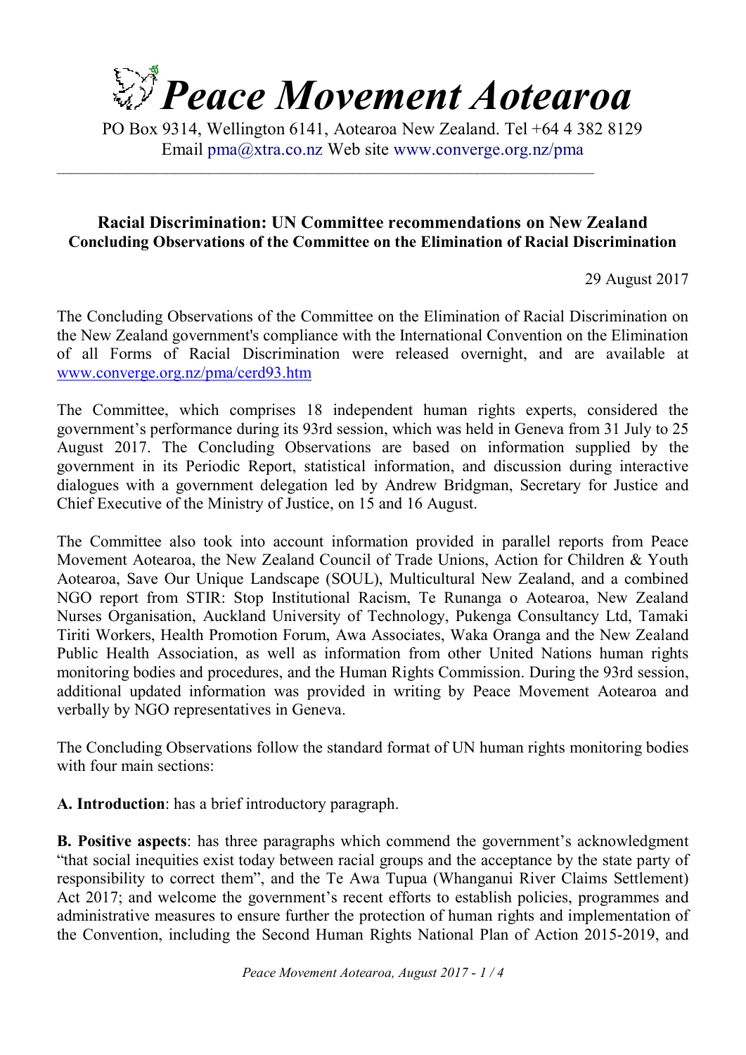# Peace Movement Aotearoa

PO Box 9314, Wellington 6141, Aotearoa New Zealand. Tel +64 4 382 8129
Email pma@xtra.co.nz Web site www.converge.org.nz/pma

---

## Racial Discrimination: UN Committee recommendations on New Zealand
## Concluding Observations of the Committee on the Elimination of Racial Discrimination

29 August 2017

The Concluding Observations of the Committee on the Elimination of Racial Discrimination on the New Zealand government's compliance with the International Convention on the Elimination of all Forms of Racial Discrimination were released overnight, and are available at www.converge.org.nz/pma/cerd93.htm

The Committee, which comprises 18 independent human rights experts, considered the government's performance during its 93rd session, which was held in Geneva from 31 July to 25 August 2017. The Concluding Observations are based on information supplied by the government in its Periodic Report, statistical information, and discussion during interactive dialogues with a government delegation led by Andrew Bridgman, Secretary for Justice and Chief Executive of the Ministry of Justice, on 15 and 16 August.

The Committee also took into account information provided in parallel reports from Peace Movement Aotearoa, the New Zealand Council of Trade Unions, Action for Children & Youth Aotearoa, Save Our Unique Landscape (SOUL), Multicultural New Zealand, and a combined NGO report from STIR: Stop Institutional Racism, Te Runanga o Aotearoa, New Zealand Nurses Organisation, Auckland University of Technology, Pukenga Consultancy Ltd, Tamaki Tiriti Workers, Health Promotion Forum, Awa Associates, Waka Oranga and the New Zealand Public Health Association, as well as information from other United Nations human rights monitoring bodies and procedures, and the Human Rights Commission. During the 93rd session, additional updated information was provided in writing by Peace Movement Aotearoa and verbally by NGO representatives in Geneva.

The Concluding Observations follow the standard format of UN human rights monitoring bodies with four main sections:

**A. Introduction**: has a brief introductory paragraph.

**B. Positive aspects**: has three paragraphs which commend the government's acknowledgment "that social inequities exist today between racial groups and the acceptance by the state party of responsibility to correct them", and the Te Awa Tupua (Whanganui River Claims Settlement) Act 2017; and welcome the government's recent efforts to establish policies, programmes and administrative measures to ensure further the protection of human rights and implementation of the Convention, including the Second Human Rights National Plan of Action 2015-2019, and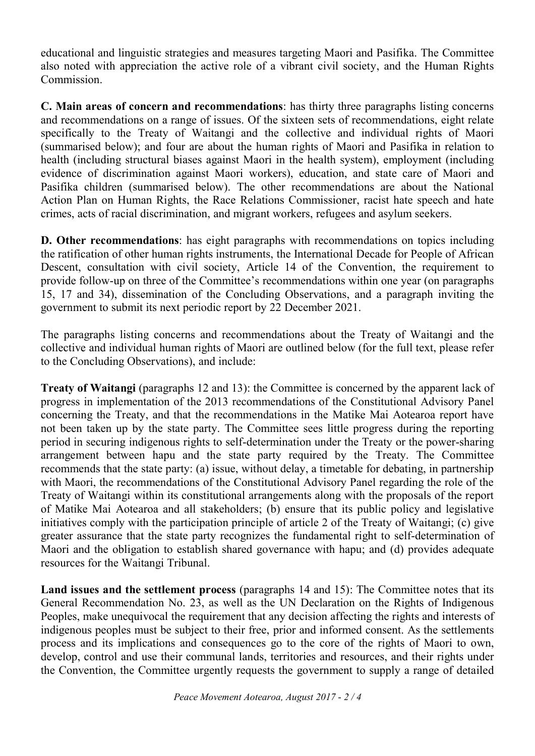educational and linguistic strategies and measures targeting Maori and Pasifika. The Committee also noted with appreciation the active role of a vibrant civil society, and the Human Rights Commission.

**C. Main areas of concern and recommendations**: has thirty three paragraphs listing concerns and recommendations on a range of issues. Of the sixteen sets of recommendations, eight relate specifically to the Treaty of Waitangi and the collective and individual rights of Maori (summarised below); and four are about the human rights of Maori and Pasifika in relation to health (including structural biases against Maori in the health system), employment (including evidence of discrimination against Maori workers), education, and state care of Maori and Pasifika children (summarised below). The other recommendations are about the National Action Plan on Human Rights, the Race Relations Commissioner, racist hate speech and hate crimes, acts of racial discrimination, and migrant workers, refugees and asylum seekers.

**D. Other recommendations**: has eight paragraphs with recommendations on topics including the ratification of other human rights instruments, the International Decade for People of African Descent, consultation with civil society, Article 14 of the Convention, the requirement to provide follow-up on three of the Committee's recommendations within one year (on paragraphs 15, 17 and 34), dissemination of the Concluding Observations, and a paragraph inviting the government to submit its next periodic report by 22 December 2021.

The paragraphs listing concerns and recommendations about the Treaty of Waitangi and the collective and individual human rights of Maori are outlined below (for the full text, please refer to the Concluding Observations), and include:

**Treaty of Waitangi** (paragraphs 12 and 13): the Committee is concerned by the apparent lack of progress in implementation of the 2013 recommendations of the Constitutional Advisory Panel concerning the Treaty, and that the recommendations in the Matike Mai Aotearoa report have not been taken up by the state party. The Committee sees little progress during the reporting period in securing indigenous rights to self-determination under the Treaty or the power-sharing arrangement between hapu and the state party required by the Treaty. The Committee recommends that the state party: (a) issue, without delay, a timetable for debating, in partnership with Maori, the recommendations of the Constitutional Advisory Panel regarding the role of the Treaty of Waitangi within its constitutional arrangements along with the proposals of the report of Matike Mai Aotearoa and all stakeholders; (b) ensure that its public policy and legislative initiatives comply with the participation principle of article 2 of the Treaty of Waitangi; (c) give greater assurance that the state party recognizes the fundamental right to self-determination of Maori and the obligation to establish shared governance with hapu; and (d) provides adequate resources for the Waitangi Tribunal.

**Land issues and the settlement process** (paragraphs 14 and 15): The Committee notes that its General Recommendation No. 23, as well as the UN Declaration on the Rights of Indigenous Peoples, make unequivocal the requirement that any decision affecting the rights and interests of indigenous peoples must be subject to their free, prior and informed consent. As the settlements process and its implications and consequences go to the core of the rights of Maori to own, develop, control and use their communal lands, territories and resources, and their rights under the Convention, the Committee urgently requests the government to supply a range of detailed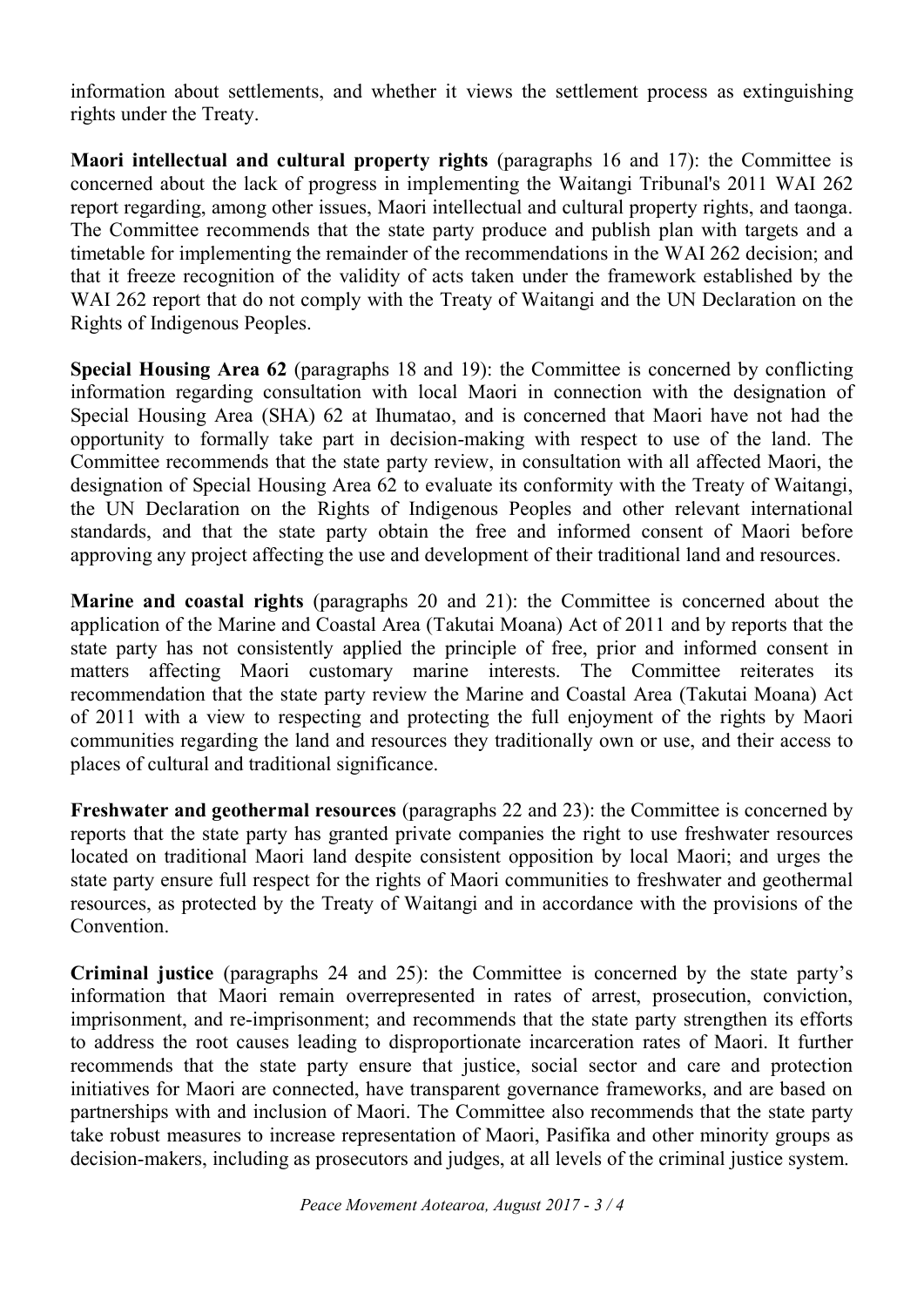information about settlements, and whether it views the settlement process as extinguishing rights under the Treaty.

**Maori intellectual and cultural property rights** (paragraphs 16 and 17): the Committee is concerned about the lack of progress in implementing the Waitangi Tribunal's 2011 WAI 262 report regarding, among other issues, Maori intellectual and cultural property rights, and taonga. The Committee recommends that the state party produce and publish plan with targets and a timetable for implementing the remainder of the recommendations in the WAI 262 decision; and that it freeze recognition of the validity of acts taken under the framework established by the WAI 262 report that do not comply with the Treaty of Waitangi and the UN Declaration on the Rights of Indigenous Peoples.

**Special Housing Area 62** (paragraphs 18 and 19): the Committee is concerned by conflicting information regarding consultation with local Maori in connection with the designation of Special Housing Area (SHA) 62 at Ihumatao, and is concerned that Maori have not had the opportunity to formally take part in decision-making with respect to use of the land. The Committee recommends that the state party review, in consultation with all affected Maori, the designation of Special Housing Area 62 to evaluate its conformity with the Treaty of Waitangi, the UN Declaration on the Rights of Indigenous Peoples and other relevant international standards, and that the state party obtain the free and informed consent of Maori before approving any project affecting the use and development of their traditional land and resources.

**Marine and coastal rights** (paragraphs 20 and 21): the Committee is concerned about the application of the Marine and Coastal Area (Takutai Moana) Act of 2011 and by reports that the state party has not consistently applied the principle of free, prior and informed consent in matters affecting Maori customary marine interests. The Committee reiterates its recommendation that the state party review the Marine and Coastal Area (Takutai Moana) Act of 2011 with a view to respecting and protecting the full enjoyment of the rights by Maori communities regarding the land and resources they traditionally own or use, and their access to places of cultural and traditional significance.

**Freshwater and geothermal resources** (paragraphs 22 and 23): the Committee is concerned by reports that the state party has granted private companies the right to use freshwater resources located on traditional Maori land despite consistent opposition by local Maori; and urges the state party ensure full respect for the rights of Maori communities to freshwater and geothermal resources, as protected by the Treaty of Waitangi and in accordance with the provisions of the Convention.

**Criminal justice** (paragraphs 24 and 25): the Committee is concerned by the state party's information that Maori remain overrepresented in rates of arrest, prosecution, conviction, imprisonment, and re-imprisonment; and recommends that the state party strengthen its efforts to address the root causes leading to disproportionate incarceration rates of Maori. It further recommends that the state party ensure that justice, social sector and care and protection initiatives for Maori are connected, have transparent governance frameworks, and are based on partnerships with and inclusion of Maori. The Committee also recommends that the state party take robust measures to increase representation of Maori, Pasifika and other minority groups as decision-makers, including as prosecutors and judges, at all levels of the criminal justice system.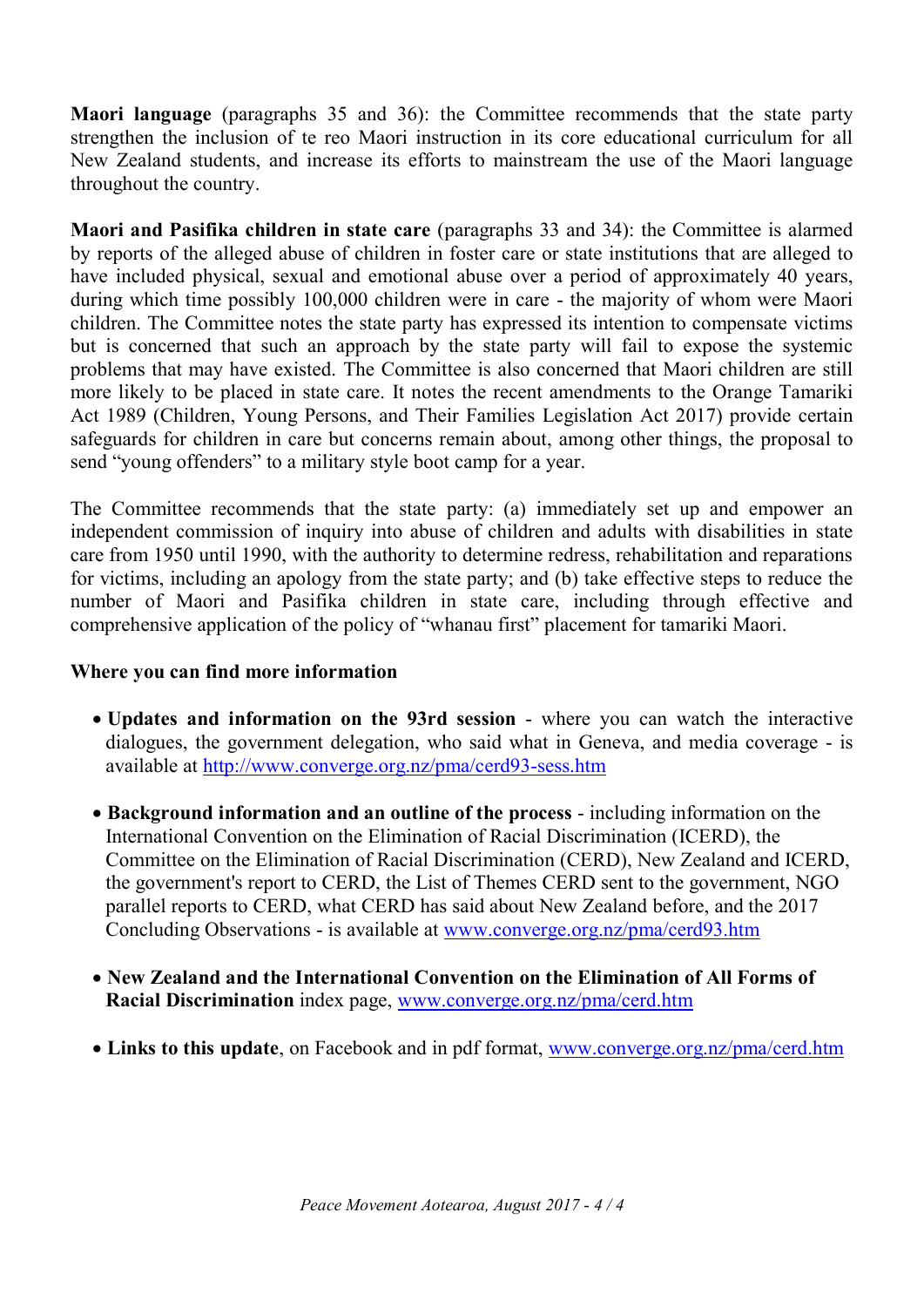**Maori language** (paragraphs 35 and 36): the Committee recommends that the state party strengthen the inclusion of te reo Maori instruction in its core educational curriculum for all New Zealand students, and increase its efforts to mainstream the use of the Maori language throughout the country.

**Maori and Pasifika children in state care** (paragraphs 33 and 34): the Committee is alarmed by reports of the alleged abuse of children in foster care or state institutions that are alleged to have included physical, sexual and emotional abuse over a period of approximately 40 years, during which time possibly 100,000 children were in care - the majority of whom were Maori children. The Committee notes the state party has expressed its intention to compensate victims but is concerned that such an approach by the state party will fail to expose the systemic problems that may have existed. The Committee is also concerned that Maori children are still more likely to be placed in state care. It notes the recent amendments to the Orange Tamariki Act 1989 (Children, Young Persons, and Their Families Legislation Act 2017) provide certain safeguards for children in care but concerns remain about, among other things, the proposal to send "young offenders" to a military style boot camp for a year.

The Committee recommends that the state party: (a) immediately set up and empower an independent commission of inquiry into abuse of children and adults with disabilities in state care from 1950 until 1990, with the authority to determine redress, rehabilitation and reparations for victims, including an apology from the state party; and (b) take effective steps to reduce the number of Maori and Pasifika children in state care, including through effective and comprehensive application of the policy of "whanau first" placement for tamariki Maori.

**Where you can find more information**

- **Updates and information on the 93rd session** - where you can watch the interactive dialogues, the government delegation, who said what in Geneva, and media coverage - is available at http://www.converge.org.nz/pma/cerd93-sess.htm
- **Background information and an outline of the process** - including information on the International Convention on the Elimination of Racial Discrimination (ICERD), the Committee on the Elimination of Racial Discrimination (CERD), New Zealand and ICERD, the government's report to CERD, the List of Themes CERD sent to the government, NGO parallel reports to CERD, what CERD has said about New Zealand before, and the 2017 Concluding Observations - is available at www.converge.org.nz/pma/cerd93.htm
- **New Zealand and the International Convention on the Elimination of All Forms of Racial Discrimination** index page, www.converge.org.nz/pma/cerd.htm
- **Links to this update**, on Facebook and in pdf format, www.converge.org.nz/pma/cerd.htm